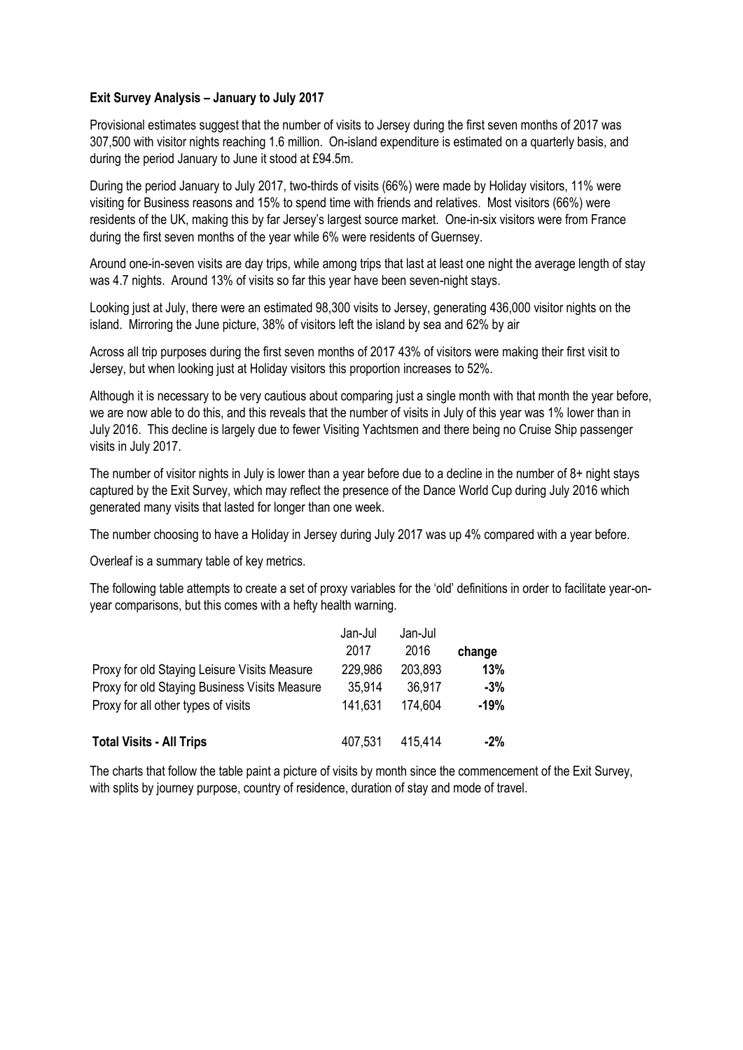**Exit Survey Analysis – January to July 2017**

Provisional estimates suggest that the number of visits to Jersey during the first seven months of 2017 was 307,500 with visitor nights reaching 1.6 million. On-island expenditure is estimated on a quarterly basis, and during the period January to June it stood at £94.5m.

During the period January to July 2017, two-thirds of visits (66%) were made by Holiday visitors, 11% were visiting for Business reasons and 15% to spend time with friends and relatives. Most visitors (66%) were residents of the UK, making this by far Jersey's largest source market. One-in-six visitors were from France during the first seven months of the year while 6% were residents of Guernsey.

Around one-in-seven visits are day trips, while among trips that last at least one night the average length of stay was 4.7 nights. Around 13% of visits so far this year have been seven-night stays.

Looking just at July, there were an estimated 98,300 visits to Jersey, generating 436,000 visitor nights on the island. Mirroring the June picture, 38% of visitors left the island by sea and 62% by air

Across all trip purposes during the first seven months of 2017 43% of visitors were making their first visit to Jersey, but when looking just at Holiday visitors this proportion increases to 52%.

Although it is necessary to be very cautious about comparing just a single month with that month the year before, we are now able to do this, and this reveals that the number of visits in July of this year was 1% lower than in July 2016. This decline is largely due to fewer Visiting Yachtsmen and there being no Cruise Ship passenger visits in July 2017.

The number of visitor nights in July is lower than a year before due to a decline in the number of 8+ night stays captured by the Exit Survey, which may reflect the presence of the Dance World Cup during July 2016 which generated many visits that lasted for longer than one week.

The number choosing to have a Holiday in Jersey during July 2017 was up 4% compared with a year before.

Overleaf is a summary table of key metrics.

The following table attempts to create a set of proxy variables for the 'old' definitions in order to facilitate year-on-year comparisons, but this comes with a hefty health warning.

| | Jan-Jul 2017 | Jan-Jul 2016 | change |
|---|---|---|---|
| Proxy for old Staying Leisure Visits Measure | 229,986 | 203,893 | **13%** |
| Proxy for old Staying Business Visits Measure | 35,914 | 36,917 | **-3%** |
| Proxy for all other types of visits | 141,631 | 174,604 | **-19%** |
| **Total Visits - All Trips** | 407,531 | 415,414 | **-2%** |

The charts that follow the table paint a picture of visits by month since the commencement of the Exit Survey, with splits by journey purpose, country of residence, duration of stay and mode of travel.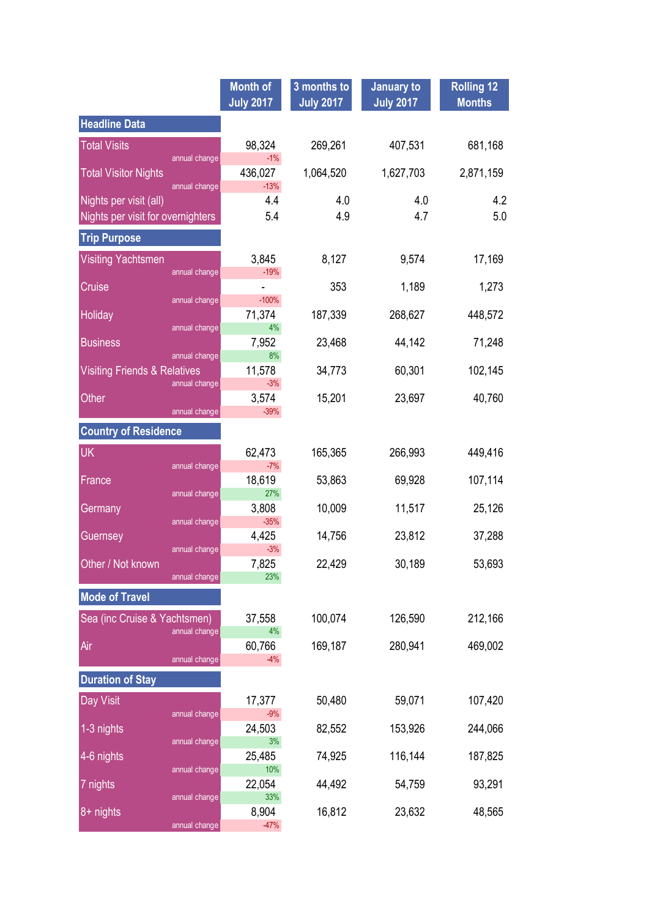| | Month of July 2017 | 3 months to July 2017 | January to July 2017 | Rolling 12 Months |
|---|---|---|---|---|
| **Headline Data** | | | | |
| Total Visits | 98,324 | 269,261 | 407,531 | 681,168 |
| annual change | -1% | | | |
| Total Visitor Nights | 436,027 | 1,064,520 | 1,627,703 | 2,871,159 |
| annual change | -13% | | | |
| Nights per visit (all) | 4.4 | 4.0 | 4.0 | 4.2 |
| Nights per visit for overnighters | 5.4 | 4.9 | 4.7 | 5.0 |
| **Trip Purpose** | | | | |
| Visiting Yachtsmen | 3,845 | 8,127 | 9,574 | 17,169 |
| annual change | -19% | | | |
| Cruise | - | 353 | 1,189 | 1,273 |
| annual change | -100% | | | |
| Holiday | 71,374 | 187,339 | 268,627 | 448,572 |
| annual change | 4% | | | |
| Business | 7,952 | 23,468 | 44,142 | 71,248 |
| annual change | 8% | | | |
| Visiting Friends & Relatives | 11,578 | 34,773 | 60,301 | 102,145 |
| annual change | -3% | | | |
| Other | 3,574 | 15,201 | 23,697 | 40,760 |
| annual change | -39% | | | |
| **Country of Residence** | | | | |
| UK | 62,473 | 165,365 | 266,993 | 449,416 |
| annual change | -7% | | | |
| France | 18,619 | 53,863 | 69,928 | 107,114 |
| annual change | 27% | | | |
| Germany | 3,808 | 10,009 | 11,517 | 25,126 |
| annual change | -35% | | | |
| Guernsey | 4,425 | 14,756 | 23,812 | 37,288 |
| annual change | -3% | | | |
| Other / Not known | 7,825 | 22,429 | 30,189 | 53,693 |
| annual change | 23% | | | |
| **Mode of Travel** | | | | |
| Sea (inc Cruise & Yachtsmen) | 37,558 | 100,074 | 126,590 | 212,166 |
| annual change | 4% | | | |
| Air | 60,766 | 169,187 | 280,941 | 469,002 |
| annual change | -4% | | | |
| **Duration of Stay** | | | | |
| Day Visit | 17,377 | 50,480 | 59,071 | 107,420 |
| annual change | -9% | | | |
| 1-3 nights | 24,503 | 82,552 | 153,926 | 244,066 |
| annual change | 3% | | | |
| 4-6 nights | 25,485 | 74,925 | 116,144 | 187,825 |
| annual change | 10% | | | |
| 7 nights | 22,054 | 44,492 | 54,759 | 93,291 |
| annual change | 33% | | | |
| 8+ nights | 8,904 | 16,812 | 23,632 | 48,565 |
| annual change | -47% | | | |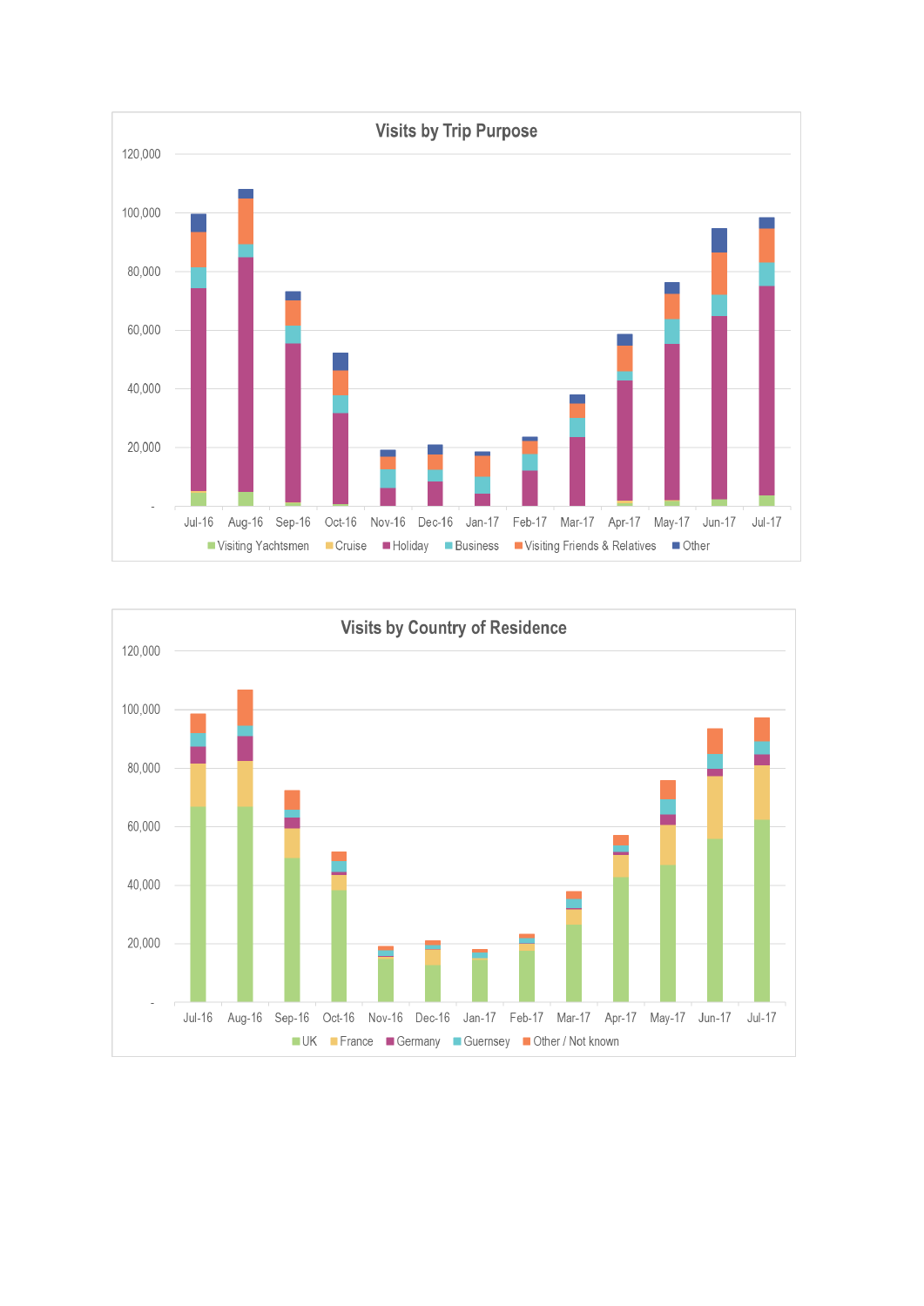## Visits by Trip Purpose

120,000
100,000
80,000
60,000
40,000
20,000
-

Jul-16 Aug-16 Sep-16 Oct-16 Nov-16 Dec-16 Jan-17 Feb-17 Mar-17 Apr-17 May-17 Jun-17 Jul-17

Visiting Yachtsmen, Cruise, Holiday, Business, Visiting Friends & Relatives, Other

## Visits by Country of Residence

120,000
100,000
80,000
60,000
40,000
20,000
-

Jul-16 Aug-16 Sep-16 Oct-16 Nov-16 Dec-16 Jan-17 Feb-17 Mar-17 Apr-17 May-17 Jun-17 Jul-17

UK, France, Germany, Guernsey, Other / Not known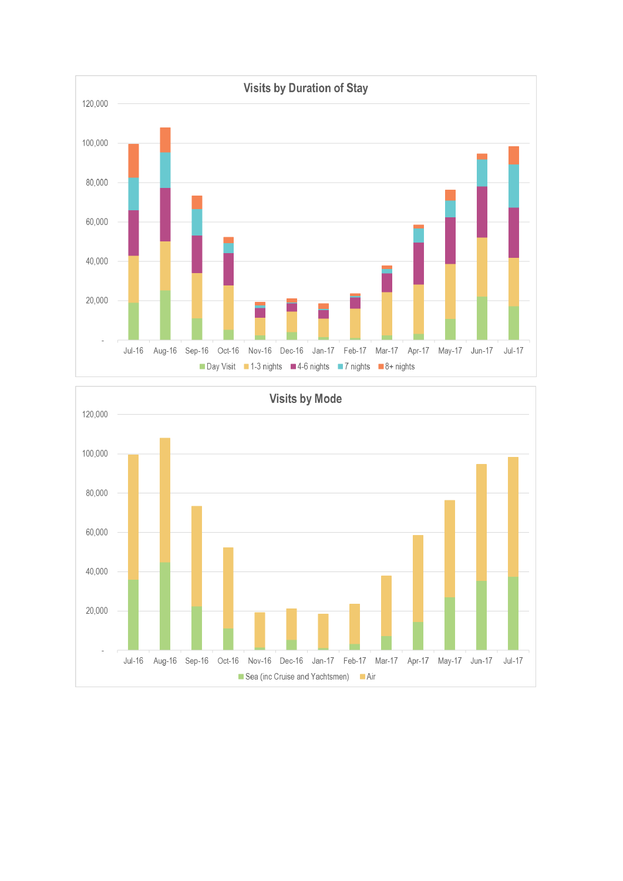Visits by Duration of Stay

120,000
100,000
80,000
60,000
40,000
20,000
-

Jul-16 Aug-16 Sep-16 Oct-16 Nov-16 Dec-16 Jan-17 Feb-17 Mar-17 Apr-17 May-17 Jun-17 Jul-17

Day Visit, 1-3 nights, 4-6 nights, 7 nights, 8+ nights

Visits by Mode

120,000
100,000
80,000
60,000
40,000
20,000
-

Jul-16 Aug-16 Sep-16 Oct-16 Nov-16 Dec-16 Jan-17 Feb-17 Mar-17 Apr-17 May-17 Jun-17 Jul-17

Sea (inc Cruise and Yachtsmen), Air